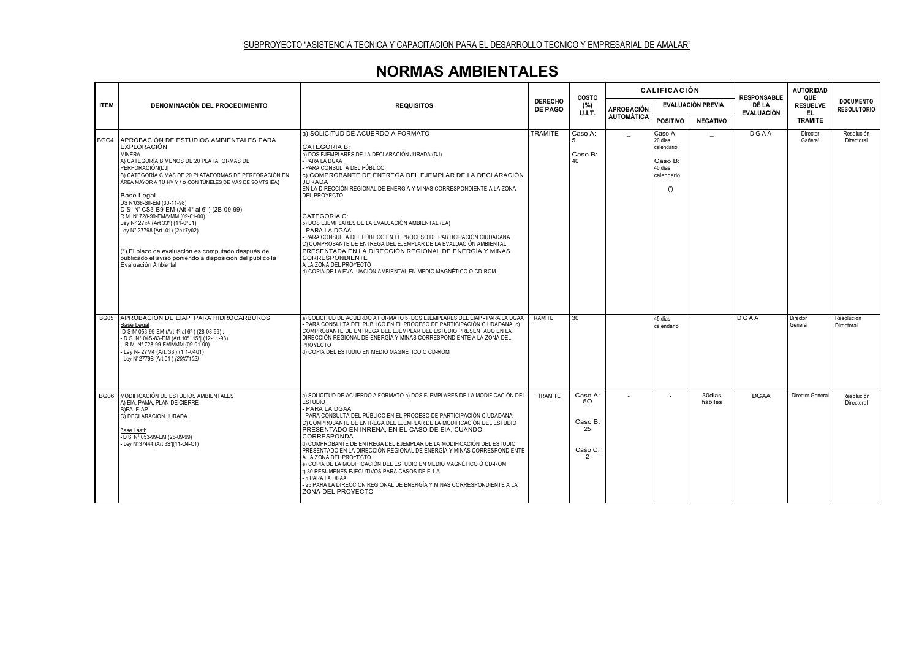SUBPROYECTO "ASISTENCIA TECNICA Y CAPACITACION PARA EL DESARROLLO TECNICO Y EMPRESARIAL DE AMALAR"

# NORMAS AMBIENTALES

| ITEM | DENOMINACIÓN DEL PROCEDIMIENTO | REQUISITOS | DERECHO DE PAGO | COSTO (%) U.I.T. | CALIFICACIÓN | | | RESPONSABLE DÉ LA EVALUACIÓN | AUTORIDAD QUE RESUELVE EL TRAMITE | DOCUMENTO RESOLUTORIO |
|---|---|---|---|---|---|---|---|---|---|---|
| | | | | | APROBACIÓN AUTOMÁTICA | EVALUACIÓN PREVIA | | | | |
| | | | | | | POSITIVO | NEGATIVO | | | |
| BGO4 | APROBACIÓN DE ESTUDIOS AMBIENTALES PARA EXPLORACIÓN<br>MINERA<br>A) CATEGORÍA B MENOS DE 20 PLATAFORMAS DE PERFORACIÓN(DJ\|<br>B) CATEGORÍA C MAS DE 20 PLATAFORMAS DE PERFORACIÓN EN ÁREA MAYOR A 10 H> Y / O CON TÚNELES DE MAS DE SOMTS IEA)<br><br>Base Legal<br>DS N'038-Sfl-EM (30-11-98)<br>D S N' CS3-B9-EM (Alt 4° al 6' ) (2B-09-99)<br>R M. N' 728-99-EM/VMM [09-01-00)<br>Ley N° 27«4 (Art 33") (11-0*01)<br>Ley N" 27798 [Art. 01) (2e«7yü2)<br><br>(*) El plazo de evaluación es computado después de publicado el aviso poniendo a disposición del publico la Evaluación Ambiental | a) SOLICITUD DE ACUERDO A FORMATO<br><br>CATEGORIA B:<br>b) DOS EJEMPLARES DE LA DECLARACIÓN JURADA (DJ)<br>- PARA LA DGAA<br>- PARA CONSULTA DEL PÚBLICO<br>c) COMPROBANTE DE ENTREGA DEL EJEMPLAR DE LA DECLARACIÓN JURADA<br>EN LA DIRECCIÓN REGIONAL DE ENERGÍA Y MINAS CORRESPONDIENTE A LA ZONA DEL PROYECTO<br><br>CATEGORÍA C:<br>b) DOS EJEMPLARES DE LA EVALUACIÓN AMBIENTAL (EA)<br>- PARA LA DGAA<br>- PARA CONSULTA DEL PÚBLICO EN EL PROCESO DE PARTICIPACIÓN CIUDADANA<br>C) COMPROBANTE DE ENTREGA DEL EJEMPLAR DE LA EVALUACIÓN AMBIENTAL PRESENTADA EN LA DIRECCIÓN REGIONAL DE ENERGÍA Y MINAS CORRESPONDIENTE<br>A LA ZONA DEL PROYECTO<br>d) COPIA DE LA EVALUACIÓN AMBIENTAL EN MEDIO MAGNÉTICO O CD-ROM | TRAMITE | Caso A:<br>5<br><br>Caso B:<br>40 | _ | Caso A:<br>20 días calendario<br><br>Caso B:<br>40 días calendario<br><br>(') | _ | DGAA | Director Gañera! | Resolución Directoral |
| BG05 | APROBACIÓN DE EIAP PARA HIDROCARBUROS<br>Base Legal<br>-D S N' 053-99-EM (Art 4° al 6° ) (28-08-99) .<br>- D S. N° 04S-83-EM (Art 10°. 15°[ (12-11-93)<br>- R M. Nº 728-99-EMIVMM (09-01-00)<br>- Ley N- 27M4 (Art. 33') (1 1-0401)<br>- Ley N' 2779B [Art 01 ) *(20X7102)* | a) SOLICITUD DE ACUERDO A FORMATO b) DOS EJEMPLARES DEL EIAP - PARA LA DGAA<br>- PARA CONSULTA DEL PÚBLICO EN EL PROCESO DE PARTICIPACIÓN CIUDADANA, c) COMPROBANTE DE ENTREGA DEL EJEMPLAR DEL ESTUDIO PRESENTADO EN LA DIRECCIÓN REGIONAL DE ENERGÍA Y MINAS CORRESPONDIENTE A LA ZONA DEL PROYECTO<br>d) COPIA DEL ESTUDIO EN MEDIO MAGNÉTICO O CD-ROM | TRAMITE | 30 | | 45 días calendario | | DGAA | Director General | Resolución Directoral |
| BG06 | MODIFICACIÓN DE ESTUDIOS AMBIENTALES<br>A) EIA. PAMA, PLAN DE CIERRE<br>B)EA. EIAP<br>C) DECLARACIÓN JURADA<br><br>3ase Laatl:<br>- D S N' 053-99-EM (28-09-99)<br>- Ley N' 37444 (Art 3S'](11-O4-C1) | a) SOLICITUD DE ACUERDO A FORMATO b) DOS EJEMPLARES DE LA MODIFICACIÓN DEL ESTUDIO<br>- PARA LA DGAA<br>- PARA CONSULTA DEL PÚBLICO EN EL PROCESO DE PARTICIPACIÓN CIUDADANA<br>C) COMPROBANTE DE ENTREGA DEL EJEMPLAR DE LA MODIFICACIÓN DEL ESTUDIO PRESENTADO EN INRENA, EN EL CASO DE EIA, CUANDO CORRESPONDA<br>d) COMPROBANTE DE ENTREGA DEL EJEMPLAR DE LA MODIFICACIÓN DEL ESTUDIO PRESENTADO EN LA DIRECCIÓN REGIONAL DE ENERGÍA Y MINAS CORRESPONDIENTE A LA ZONA DEL PROYECTO<br>e) COPIA DE LA MODIFICACIÓN DEL ESTUDIO EN MEDIO MAGNÉTICO Ó CD-ROM<br>t) 30 RESÚMENES EJECUTIVOS PARA CASOS DE E 1 A.<br>- 5 PARA LA DGAA<br>- 25 PARA LA DIRECCIÓN REGIONAL DE ENERGÍA Y MINAS CORRESPONDIENTE A LA ZONA DEL PROYECTO | TRAMITE | Caso A:<br>5O<br><br>Caso B:<br>25<br><br>Caso C:<br>2 | - | - | 30días hábiles | DGAA | Director General | Resolución Directoral |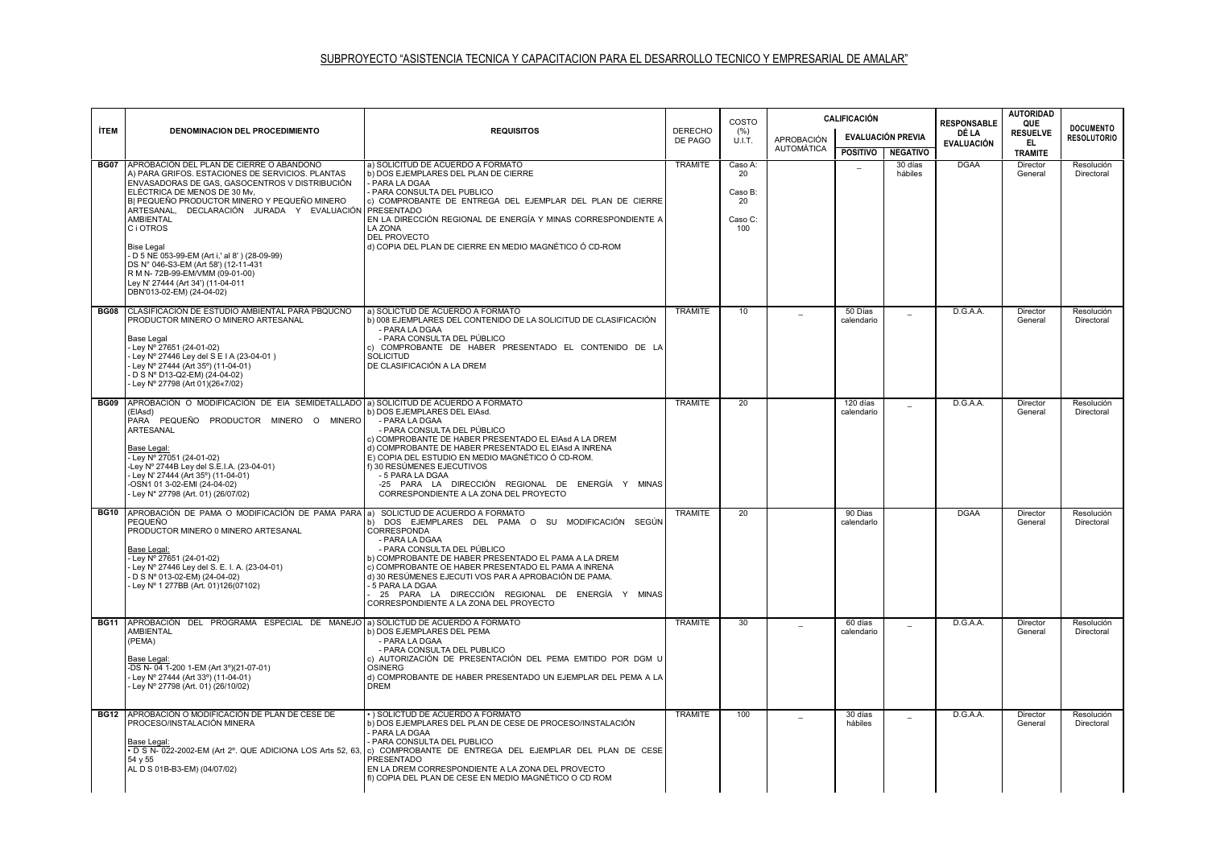## SUBPROYECTO "ASISTENCIA TECNICA Y CAPACITACION PARA EL DESARROLLO TECNICO Y EMPRESARIAL DE AMALAR"

| ÍTEM | DENOMINACION DEL PROCEDIMIENTO | REQUISITOS | DERECHO DE PAGO | COSTO (%) U.I.T. | CALIFICACIÓN | | | RESPONSABLE DE LA EVALUACIÓN | AUTORIDAD QUE RESUELVE EL TRAMITE | DOCUMENTO RESOLUTORIO |
|---|---|---|---|---|---|---|---|---|---|---|
| | | | | | APROBACIÓN AUTOMÁTICA | EVALUACIÓN PREVIA | | | | |
| | | | | | | POSITIVO | NEGATIVO | | | |
| BG07 | APROBACIÓN DEL PLAN DE CIERRE O ABANDONO<br>A) PARA GRIFOS. ESTACIONES DE SERVICIOS. PLANTAS ENVASADORAS DE GAS, GASOCENTROS V DISTRIBUCIÓN ELÉCTRICA DE MENOS DE 30 Mv,<br>B) PEQUEÑO PRODUCTOR MINERO Y PEQUEÑO MINERO ARTESANAL, DECLARACIÓN JURADA Y EVALUACIÓN AMBIENTAL<br>C i OTROS<br><br>Bise Legal<br>- D 5 NE 053-99-EM (Art i,' al 8' ) (28-09-99)<br>DS N° 046-S3-EM (Art 58') (12-11-431<br>R M N- 72B-99-EM/VMM (09-01-00)<br>Ley N' 27444 (Art 34') (11-04-011<br>DBN'013-02-EM) (24-04-02) | a) SOLICITUD DE ACUERDO A FORMATO<br>b) DOS EJEMPLARES DEL PLAN DE CIERRE<br>- PARA LA DGAA<br>- PARA CONSULTA DEL PUBLICO<br>c) COMPROBANTE DE ENTREGA DEL EJEMPLAR DEL PLAN DE CIERRE PRESENTADO<br>EN LA DIRECCIÓN REGIONAL DE ENERGÍA Y MINAS CORRESPONDIENTE A LA ZONA<br>DEL PROVECTO<br>d) COPIA DEL PLAN DE CIERRE EN MEDIO MAGNÉTICO Ó CD-ROM | TRAMITE | Caso A: 20<br>Caso B: 20<br>Caso C: 100 | | _ | 30 días hábiles | DGAA | Director General | Resolución Directoral |
| BG08 | CLASIFICACIÓN DE ESTUDIO AMBIENTAL PARA PBQUCNO PRODUCTOR MINERO O MINERO ARTESANAL<br><br>Base Legal<br>- Ley Nº 27651 (24-01-02)<br>- Ley Nº 27446 Ley del S E I A (23-04-01 )<br>- Ley Nº 27444 (Art 35º) (11-04-01)<br>- D S Nº D13-Q2-EM) (24-04-02)<br>- Ley Nº 27798 (Art 01)(26«7/02) | a) SOLICITUD DE ACUERDO A FORMATO<br>b) 008 EJEMPLARES DEL CONTENIDO DE LA SOLICITUD DE CLASIFICACIÓN<br>- PARA LA DGAA<br>- PARA CONSULTA DEL PÚBLICO<br>c) COMPROBANTE DE HABER PRESENTADO EL CONTENIDO DE LA SOLICITUD<br>DE CLASIFICACIÓN A LA DREM | TRAMITE | 10 | _ | 50 Días calendario | _ | D.G.A.A. | Director General | Resolución Directoral |
| BG09 | APROBACIÓN O MODIFICACIÓN DE EIA SEMIDETALLADO (EIAsd)<br>PARA PEQUEÑO PRODUCTOR MINERO O MINERO ARTESANAL<br><br>Base Legal:<br>- Ley Nº 27051 (24-01-02)<br>-Ley Nº 2744B Ley del S.E.I.A. (23-04-01)<br>- Ley N' 27444 (Art 35º) (11-04-01)<br>-OSN1 01 3-02-EMI (24-04-02)<br>- Ley N° 27798 (Art. 01) (26/07/02) | a) SOLICITUD DE ACUERDO A FORMATO<br>b) DOS EJEMPLARES DEL EIAsd.<br>- PARA LA DGAA<br>- PARA CONSULTA DEL PÚBLICO<br>c) COMPROBANTE DE HABER PRESENTADO EL EIAsd A LA DREM<br>d) COMPROBANTE DE HABER PRESENTADO EL EIAsd A INRENA<br>E) COPIA DEL ESTUDIO EN MEDIO MAGNÉTICO Ó CD-ROM.<br>f) 30 RESÚMENES EJECUTIVOS<br>- 5 PARA LA DGAA<br>-25 PARA LA DIRECCIÓN REGIONAL DE ENERGÍA Y MINAS CORRESPONDIENTE A LA ZONA DEL PROYECTO | TRAMITE | 20 | | 120 días calendario | _ | D.G.A.A. | Director General | Resolución Directoral |
| BG10 | APROBACIÓN DE PAMA O MODIFICACIÓN DE PAMA PARA PEQUEÑO<br>PRODUCTOR MINERO 0 MINERO ARTESANAL<br><br>Base Legal:<br>- Ley Nº 27651 (24-01-02)<br>- Ley Nº 27446 Ley del S. E. I. A. (23-04-01)<br>- D S Nº 013-02-EM) (24-04-02)<br>- Ley Nº 1 277BB (Art. 01)126(07102) | a) SOLICITUD DE ACUERDO A FORMATO<br>b) DOS EJEMPLARES DEL PAMA O SU MODIFICACIÓN SEGÚN CORRESPONDA<br>- PARA LA DGAA<br>- PARA CONSULTA DEL PÚBLICO<br>b) COMPROBANTE DE HABER PRESENTADO EL PAMA A LA DREM<br>c) COMPROBANTE OE HABER PRESENTADO EL PAMA A INRENA<br>d) 30 RESÚMENES EJECUTI VOS PAR A APROBACIÓN DE PAMA.<br>- 5 PARA LA DGAA<br>- 25 PARA LA DIRECCIÓN REGIONAL DE ENERGÍA Y MINAS CORRESPONDIENTE A LA ZONA DEL PROYECTO | TRAMITE | 20 | | 90 Días calendarlo | | DGAA | Director General | Resolución Directoral |
| BG11 | APROBACIÓN DEL PROGRAMA ESPECIAL DE MANEJO AMBIENTAL<br>(PEMA)<br><br>Base Legal:<br>-DS N- 04 1-200 1-EM (Art 3º)(21-07-01)<br>- Ley Nº 27444 (Art 33º) (11-04-01)<br>- Ley Nº 27798 (Art. 01) (26/10/02) | a) SOLICTUD DE ACUERDO A FORMATO<br>b) DOS EJEMPLARES DEL PEMA<br>- PARA LA DGAA<br>- PARA CONSULTA DEL PUBLICO<br>c) AUTORIZACIÓN DE PRESENTACIÓN DEL PEMA EMITIDO POR DGM U OSINERG<br>d) COMPROBANTE DE HABER PRESENTADO UN EJEMPLAR DEL PEMA A LA DREM | TRAMITE | 30 | _ | 60 días calendario | _ | D.G.A.A. | Director General | Resolución Directoral |
| BG12 | APROBACIÓN O MODIFICACIÓN DE PLAN DE CESE DE PROCESO/INSTALACIÓN MINERA<br><br>Base Legal:<br>• D S N- 022-2002-EM (Art 2º. QUE ADICIONA LOS Arts 52, 63, 54 y 55<br>AL D S 01B-B3-EM) (04/07/02) | • ) SOLICITUD DE ACUERDO A FORMATO<br>b) DOS EJEMPLARES DEL PLAN DE CESE DE PROCESO/INSTALACIÓN<br>- PARA LA DGAA<br>- PARA CONSULTA DEL PUBLICO<br>c) COMPROBANTE DE ENTREGA DEL EJEMPLAR DEL PLAN DE CESE PRESENTADO<br>EN LA DREM CORRESPONDIENTE A LA ZONA DEL PROYECTO<br>fl) COPIA DEL PLAN DE CESE EN MEDIO MAGNÉTICO O CD ROM | TRAMITE | 100 | _ | 30 días hábiles | _ | D.G.A.A. | Director General | Resolución Directoral |